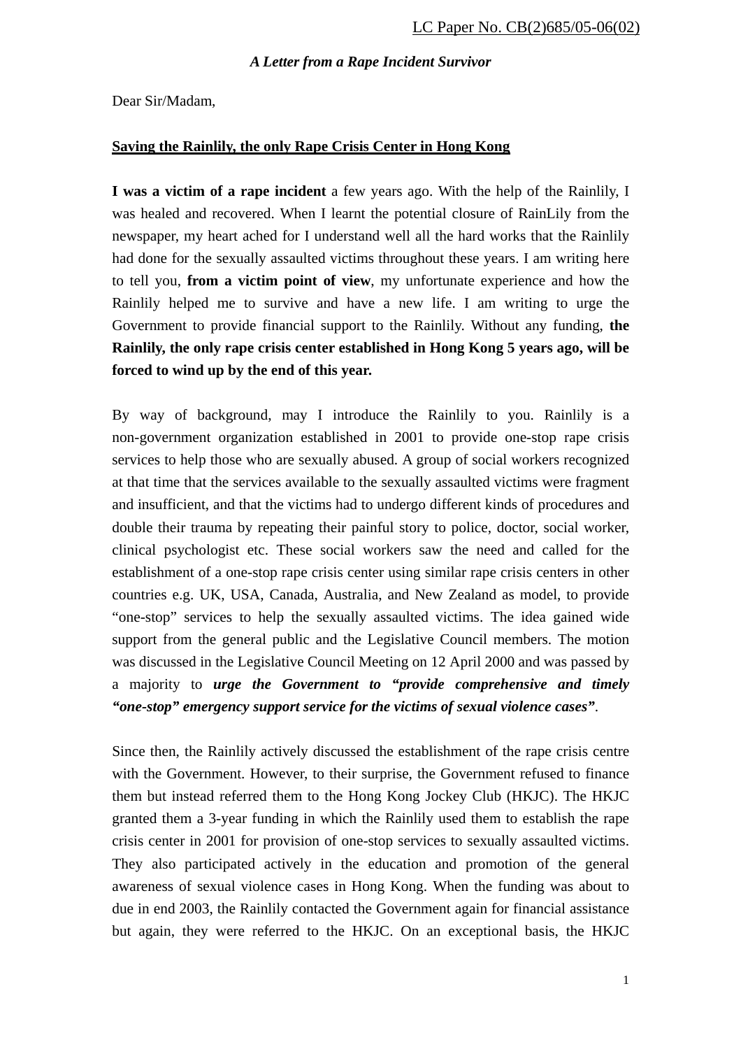LC Paper No. CB(2)685/05-06(02)

*A Letter from a Rape Incident Survivor*

Dear Sir/Madam,

**Saving the Rainlily, the only Rape Crisis Center in Hong Kong**

**I was a victim of a rape incident** a few years ago. With the help of the Rainlily, I was healed and recovered. When I learnt the potential closure of RainLily from the newspaper, my heart ached for I understand well all the hard works that the Rainlily had done for the sexually assaulted victims throughout these years. I am writing here to tell you, **from a victim point of view**, my unfortunate experience and how the Rainlily helped me to survive and have a new life. I am writing to urge the Government to provide financial support to the Rainlily. Without any funding, **the Rainlily, the only rape crisis center established in Hong Kong 5 years ago, will be forced to wind up by the end of this year.**

By way of background, may I introduce the Rainlily to you. Rainlily is a non-government organization established in 2001 to provide one-stop rape crisis services to help those who are sexually abused. A group of social workers recognized at that time that the services available to the sexually assaulted victims were fragment and insufficient, and that the victims had to undergo different kinds of procedures and double their trauma by repeating their painful story to police, doctor, social worker, clinical psychologist etc. These social workers saw the need and called for the establishment of a one-stop rape crisis center using similar rape crisis centers in other countries e.g. UK, USA, Canada, Australia, and New Zealand as model, to provide "one-stop" services to help the sexually assaulted victims. The idea gained wide support from the general public and the Legislative Council members. The motion was discussed in the Legislative Council Meeting on 12 April 2000 and was passed by a majority to ***urge the Government to "provide comprehensive and timely "one-stop" emergency support service for the victims of sexual violence cases"***.

Since then, the Rainlily actively discussed the establishment of the rape crisis centre with the Government. However, to their surprise, the Government refused to finance them but instead referred them to the Hong Kong Jockey Club (HKJC). The HKJC granted them a 3-year funding in which the Rainlily used them to establish the rape crisis center in 2001 for provision of one-stop services to sexually assaulted victims. They also participated actively in the education and promotion of the general awareness of sexual violence cases in Hong Kong. When the funding was about to due in end 2003, the Rainlily contacted the Government again for financial assistance but again, they were referred to the HKJC. On an exceptional basis, the HKJC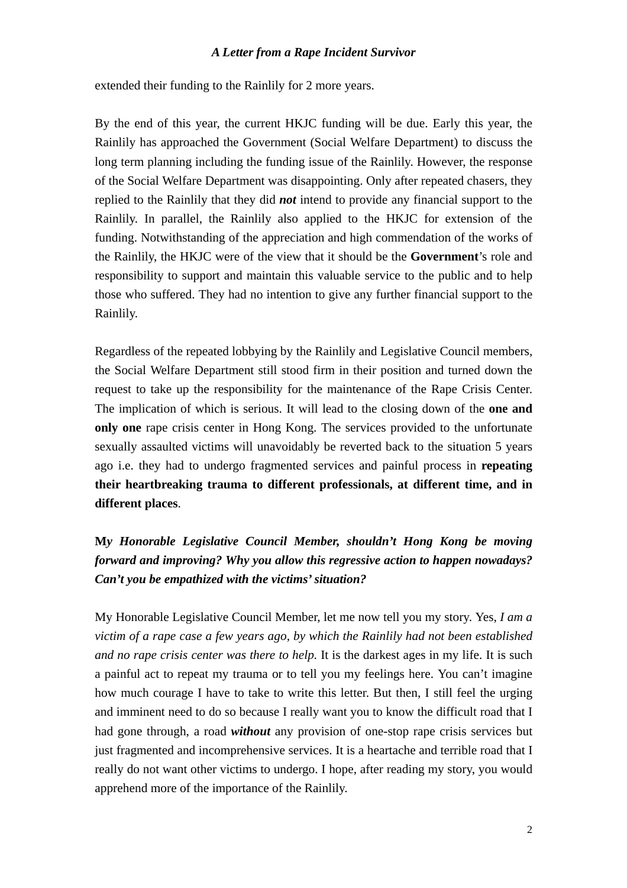extended their funding to the Rainlily for 2 more years.

By the end of this year, the current HKJC funding will be due. Early this year, the Rainlily has approached the Government (Social Welfare Department) to discuss the long term planning including the funding issue of the Rainlily. However, the response of the Social Welfare Department was disappointing. Only after repeated chasers, they replied to the Rainlily that they did ***not*** intend to provide any financial support to the Rainlily. In parallel, the Rainlily also applied to the HKJC for extension of the funding. Notwithstanding of the appreciation and high commendation of the works of the Rainlily, the HKJC were of the view that it should be the **Government**'s role and responsibility to support and maintain this valuable service to the public and to help those who suffered. They had no intention to give any further financial support to the Rainlily.

Regardless of the repeated lobbying by the Rainlily and Legislative Council members, the Social Welfare Department still stood firm in their position and turned down the request to take up the responsibility for the maintenance of the Rape Crisis Center. The implication of which is serious. It will lead to the closing down of the **one and only one** rape crisis center in Hong Kong. The services provided to the unfortunate sexually assaulted victims will unavoidably be reverted back to the situation 5 years ago i.e. they had to undergo fragmented services and painful process in **repeating their heartbreaking trauma to different professionals, at different time, and in different places**.

***My Honorable Legislative Council Member, shouldn't Hong Kong be moving forward and improving? Why you allow this regressive action to happen nowadays? Can't you be empathized with the victims' situation?***

My Honorable Legislative Council Member, let me now tell you my story. Yes, *I am a victim of a rape case a few years ago, by which the Rainlily had not been established and no rape crisis center was there to help.* It is the darkest ages in my life. It is such a painful act to repeat my trauma or to tell you my feelings here. You can't imagine how much courage I have to take to write this letter. But then, I still feel the urging and imminent need to do so because I really want you to know the difficult road that I had gone through, a road ***without*** any provision of one-stop rape crisis services but just fragmented and incomprehensive services. It is a heartache and terrible road that I really do not want other victims to undergo. I hope, after reading my story, you would apprehend more of the importance of the Rainlily.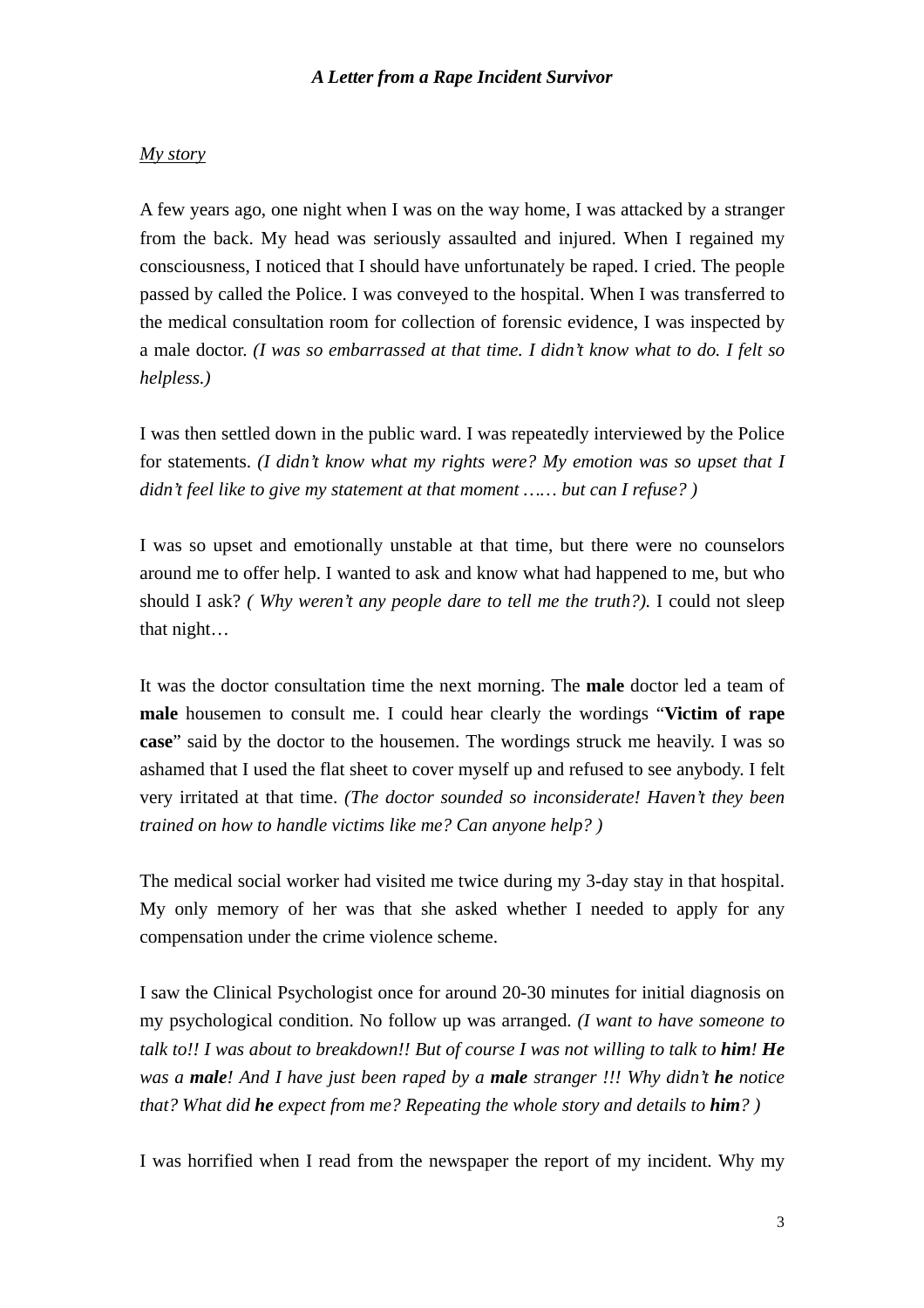*A Letter from a Rape Incident Survivor*

<u>My story</u>

A few years ago, one night when I was on the way home, I was attacked by a stranger from the back. My head was seriously assaulted and injured. When I regained my consciousness, I noticed that I should have unfortunately be raped. I cried. The people passed by called the Police. I was conveyed to the hospital. When I was transferred to the medical consultation room for collection of forensic evidence, I was inspected by a male doctor. *(I was so embarrassed at that time. I didn't know what to do. I felt so helpless.)*

I was then settled down in the public ward. I was repeatedly interviewed by the Police for statements. *(I didn't know what my rights were? My emotion was so upset that I didn't feel like to give my statement at that moment …… but can I refuse? )*

I was so upset and emotionally unstable at that time, but there were no counselors around me to offer help. I wanted to ask and know what had happened to me, but who should I ask? *( Why weren't any people dare to tell me the truth?).* I could not sleep that night…

It was the doctor consultation time the next morning. The **male** doctor led a team of **male** housemen to consult me. I could hear clearly the wordings "**Victim of rape case**" said by the doctor to the housemen. The wordings struck me heavily. I was so ashamed that I used the flat sheet to cover myself up and refused to see anybody. I felt very irritated at that time. *(The doctor sounded so inconsiderate! Haven't they been trained on how to handle victims like me? Can anyone help? )*

The medical social worker had visited me twice during my 3-day stay in that hospital. My only memory of her was that she asked whether I needed to apply for any compensation under the crime violence scheme.

I saw the Clinical Psychologist once for around 20-30 minutes for initial diagnosis on my psychological condition. No follow up was arranged. *(I want to have someone to talk to!! I was about to breakdown!! But of course I was not willing to talk to* ***him****!* ***He*** *was a* ***male****! And I have just been raped by a* ***male*** *stranger !!! Why didn't* ***he*** *notice that? What did* ***he*** *expect from me? Repeating the whole story and details to* ***him****? )*

I was horrified when I read from the newspaper the report of my incident. Why my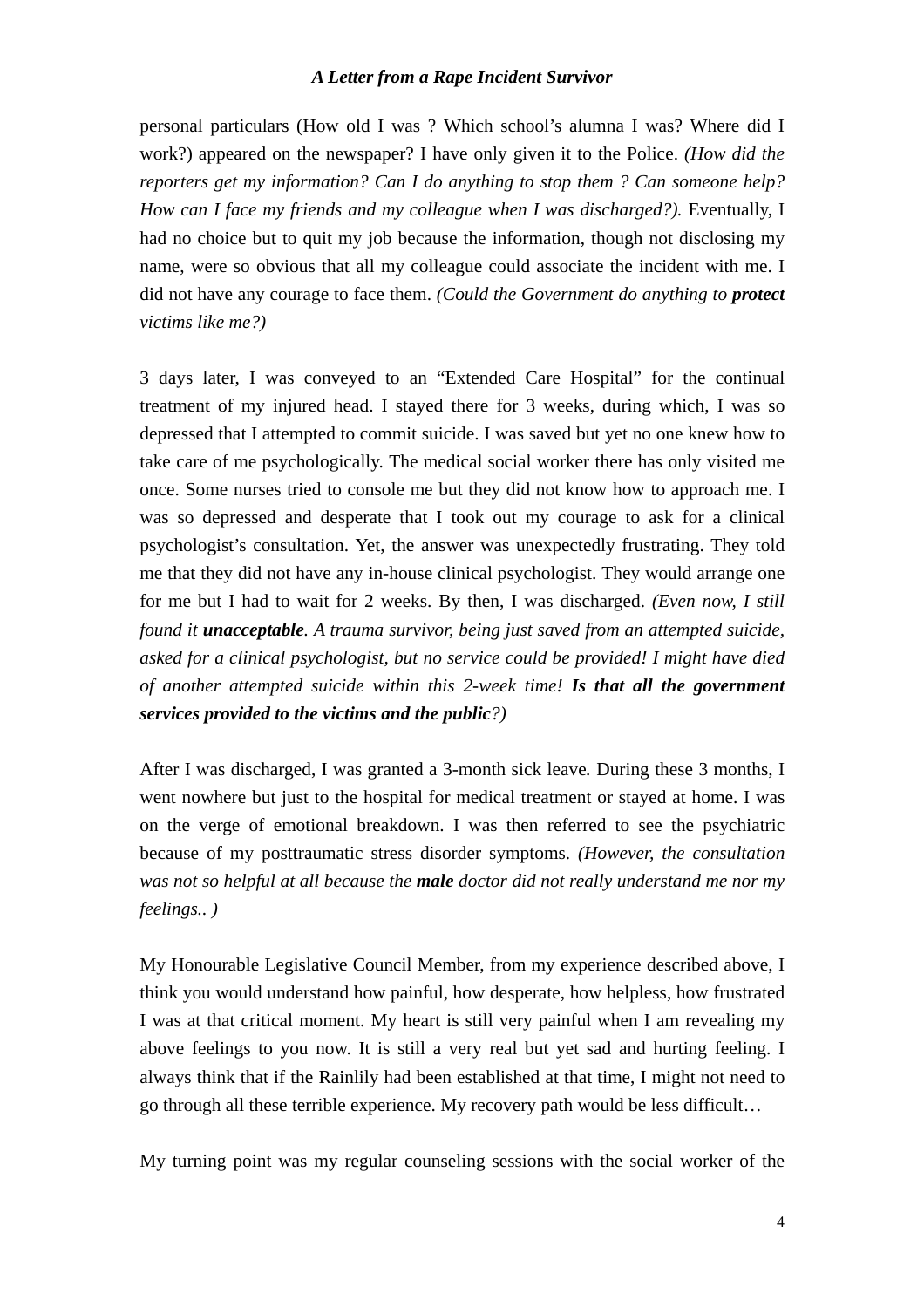personal particulars (How old I was ? Which school's alumna I was? Where did I work?) appeared on the newspaper? I have only given it to the Police. *(How did the reporters get my information? Can I do anything to stop them ? Can someone help? How can I face my friends and my colleague when I was discharged?).* Eventually, I had no choice but to quit my job because the information, though not disclosing my name, were so obvious that all my colleague could associate the incident with me. I did not have any courage to face them. *(Could the Government do anything to* ***protect*** *victims like me?)*

3 days later, I was conveyed to an "Extended Care Hospital" for the continual treatment of my injured head. I stayed there for 3 weeks, during which, I was so depressed that I attempted to commit suicide. I was saved but yet no one knew how to take care of me psychologically. The medical social worker there has only visited me once. Some nurses tried to console me but they did not know how to approach me. I was so depressed and desperate that I took out my courage to ask for a clinical psychologist's consultation. Yet, the answer was unexpectedly frustrating. They told me that they did not have any in-house clinical psychologist. They would arrange one for me but I had to wait for 2 weeks. By then, I was discharged. *(Even now, I still found it* ***unacceptable****. A trauma survivor, being just saved from an attempted suicide, asked for a clinical psychologist, but no service could be provided! I might have died of another attempted suicide within this 2-week time!* ***Is that all the government services provided to the victims and the public****?)*

After I was discharged, I was granted a 3-month sick leave. During these 3 months, I went nowhere but just to the hospital for medical treatment or stayed at home. I was on the verge of emotional breakdown. I was then referred to see the psychiatric because of my posttraumatic stress disorder symptoms. *(However, the consultation was not so helpful at all because the* ***male*** *doctor did not really understand me nor my feelings.. )*

My Honourable Legislative Council Member, from my experience described above, I think you would understand how painful, how desperate, how helpless, how frustrated I was at that critical moment. My heart is still very painful when I am revealing my above feelings to you now. It is still a very real but yet sad and hurting feeling. I always think that if the Rainlily had been established at that time, I might not need to go through all these terrible experience. My recovery path would be less difficult…

My turning point was my regular counseling sessions with the social worker of the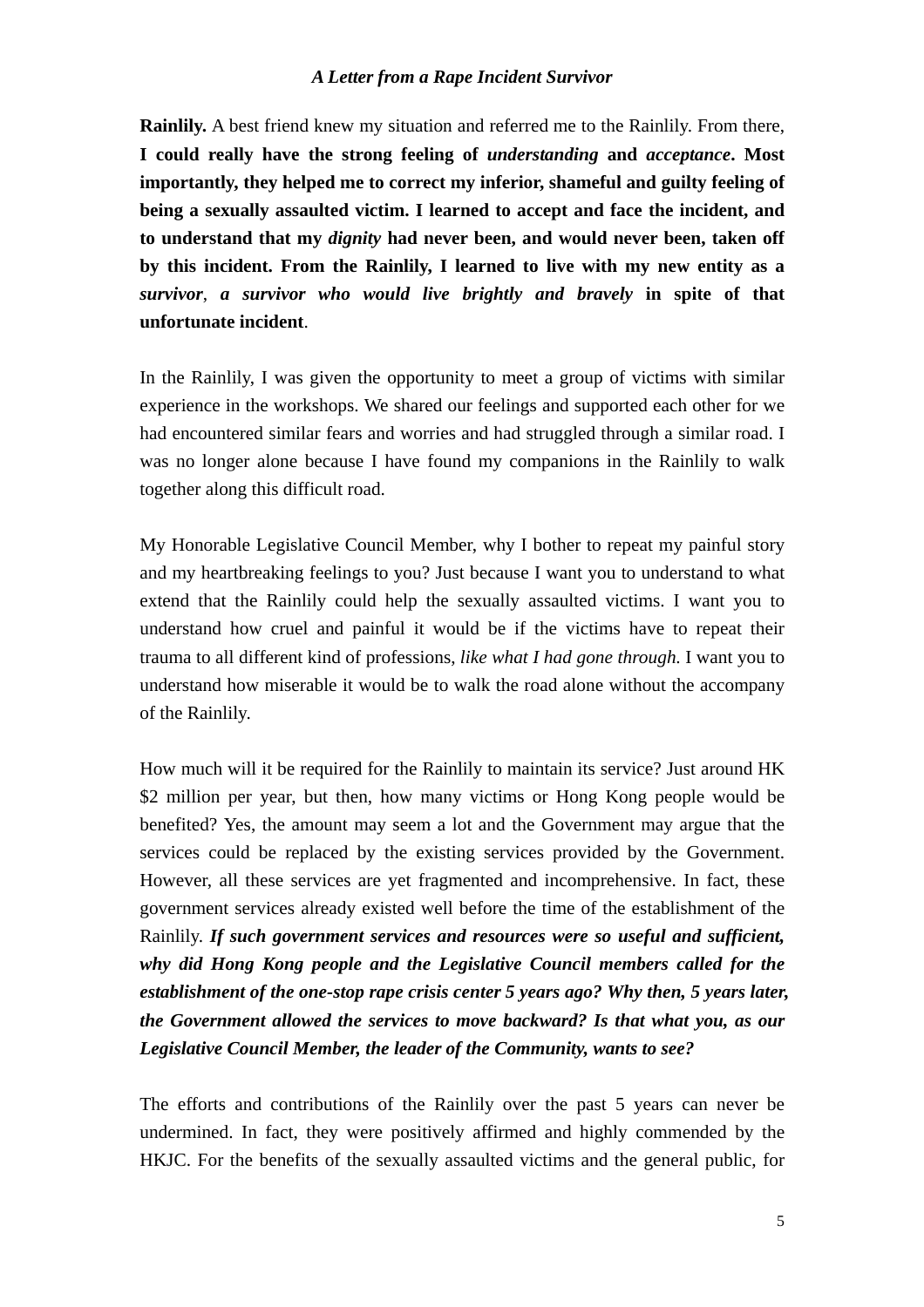*A Letter from a Rape Incident Survivor*

**Rainlily.** A best friend knew my situation and referred me to the Rainlily. From there, **I could really have the strong feeling of *understanding* and *acceptance*. Most importantly, they helped me to correct my inferior, shameful and guilty feeling of being a sexually assaulted victim. I learned to accept and face the incident, and to understand that my *dignity* had never been, and would never been, taken off by this incident. From the Rainlily, I learned to live with my new entity as a *survivor*, *a survivor who would live brightly and bravely* in spite of that unfortunate incident**.

In the Rainlily, I was given the opportunity to meet a group of victims with similar experience in the workshops. We shared our feelings and supported each other for we had encountered similar fears and worries and had struggled through a similar road. I was no longer alone because I have found my companions in the Rainlily to walk together along this difficult road.

My Honorable Legislative Council Member, why I bother to repeat my painful story and my heartbreaking feelings to you? Just because I want you to understand to what extend that the Rainlily could help the sexually assaulted victims. I want you to understand how cruel and painful it would be if the victims have to repeat their trauma to all different kind of professions, *like what I had gone through.* I want you to understand how miserable it would be to walk the road alone without the accompany of the Rainlily.

How much will it be required for the Rainlily to maintain its service? Just around HK $2 million per year, but then, how many victims or Hong Kong people would be benefited? Yes, the amount may seem a lot and the Government may argue that the services could be replaced by the existing services provided by the Government. However, all these services are yet fragmented and incomprehensive. In fact, these government services already existed well before the time of the establishment of the Rainlily. ***If such government services and resources were so useful and sufficient, why did Hong Kong people and the Legislative Council members called for the establishment of the one-stop rape crisis center 5 years ago? Why then, 5 years later, the Government allowed the services to move backward? Is that what you, as our Legislative Council Member, the leader of the Community, wants to see?***

The efforts and contributions of the Rainlily over the past 5 years can never be undermined. In fact, they were positively affirmed and highly commended by the HKJC. For the benefits of the sexually assaulted victims and the general public, for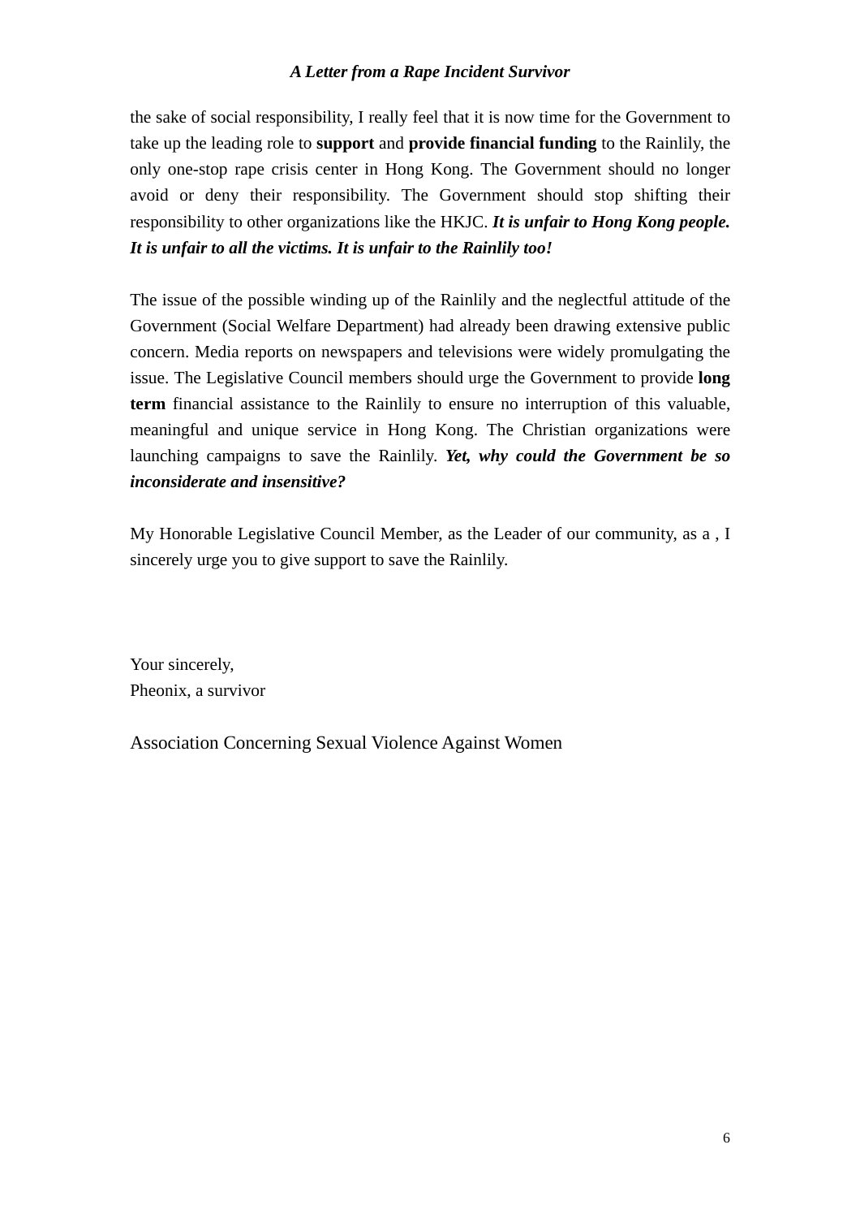the sake of social responsibility, I really feel that it is now time for the Government to take up the leading role to **support** and **provide financial funding** to the Rainlily, the only one-stop rape crisis center in Hong Kong. The Government should no longer avoid or deny their responsibility. The Government should stop shifting their responsibility to other organizations like the HKJC. ***It is unfair to Hong Kong people. It is unfair to all the victims. It is unfair to the Rainlily too!***

The issue of the possible winding up of the Rainlily and the neglectful attitude of the Government (Social Welfare Department) had already been drawing extensive public concern. Media reports on newspapers and televisions were widely promulgating the issue. The Legislative Council members should urge the Government to provide **long term** financial assistance to the Rainlily to ensure no interruption of this valuable, meaningful and unique service in Hong Kong. The Christian organizations were launching campaigns to save the Rainlily. ***Yet, why could the Government be so inconsiderate and insensitive?***

My Honorable Legislative Council Member, as the Leader of our community, as a , I sincerely urge you to give support to save the Rainlily.

Your sincerely,
Pheonix, a survivor

Association Concerning Sexual Violence Against Women